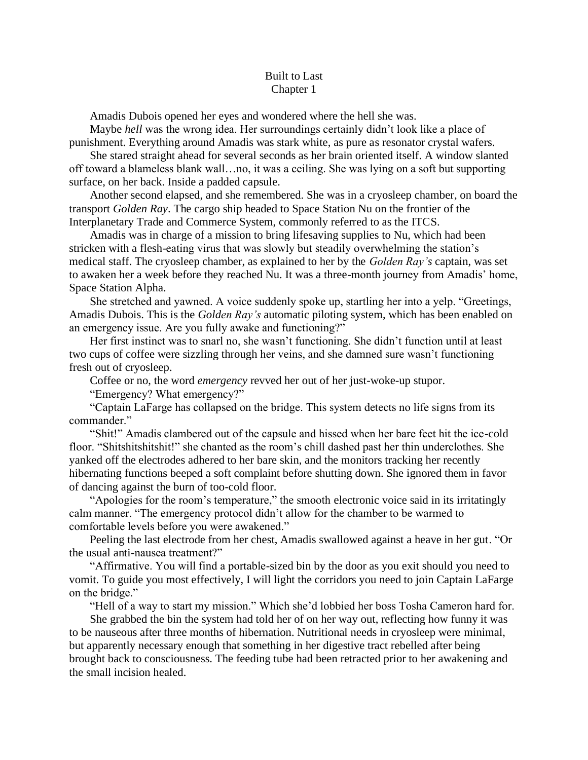# Built to Last

## Chapter 1

Amadis Dubois opened her eyes and wondered where the hell she was.

Maybe *hell* was the wrong idea. Her surroundings certainly didn't look like a place of punishment. Everything around Amadis was stark white, as pure as resonator crystal wafers.

She stared straight ahead for several seconds as her brain oriented itself. A window slanted off toward a blameless blank wall…no, it was a ceiling. She was lying on a soft but supporting surface, on her back. Inside a padded capsule.

Another second elapsed, and she remembered. She was in a cryosleep chamber, on board the transport *Golden Ray*. The cargo ship headed to Space Station Nu on the frontier of the Interplanetary Trade and Commerce System, commonly referred to as the ITCS.

Amadis was in charge of a mission to bring lifesaving supplies to Nu, which had been stricken with a flesh-eating virus that was slowly but steadily overwhelming the station's medical staff. The cryosleep chamber, as explained to her by the *Golden Ray's* captain, was set to awaken her a week before they reached Nu. It was a three-month journey from Amadis' home, Space Station Alpha.

She stretched and yawned. A voice suddenly spoke up, startling her into a yelp. "Greetings, Amadis Dubois. This is the *Golden Ray's* automatic piloting system, which has been enabled on an emergency issue. Are you fully awake and functioning?"

Her first instinct was to snarl no, she wasn't functioning. She didn't function until at least two cups of coffee were sizzling through her veins, and she damned sure wasn't functioning fresh out of cryosleep.

Coffee or no, the word *emergency* revved her out of her just-woke-up stupor.

"Emergency? What emergency?"

"Captain LaFarge has collapsed on the bridge. This system detects no life signs from its commander."

"Shit!" Amadis clambered out of the capsule and hissed when her bare feet hit the ice-cold floor. "Shitshitshitshit!" she chanted as the room's chill dashed past her thin underclothes. She yanked off the electrodes adhered to her bare skin, and the monitors tracking her recently hibernating functions beeped a soft complaint before shutting down. She ignored them in favor of dancing against the burn of too-cold floor.

"Apologies for the room's temperature," the smooth electronic voice said in its irritatingly calm manner. "The emergency protocol didn't allow for the chamber to be warmed to comfortable levels before you were awakened."

Peeling the last electrode from her chest, Amadis swallowed against a heave in her gut. "Or the usual anti-nausea treatment?"

"Affirmative. You will find a portable-sized bin by the door as you exit should you need to vomit. To guide you most effectively, I will light the corridors you need to join Captain LaFarge on the bridge."

"Hell of a way to start my mission." Which she'd lobbied her boss Tosha Cameron hard for.

She grabbed the bin the system had told her of on her way out, reflecting how funny it was to be nauseous after three months of hibernation. Nutritional needs in cryosleep were minimal, but apparently necessary enough that something in her digestive tract rebelled after being brought back to consciousness. The feeding tube had been retracted prior to her awakening and the small incision healed.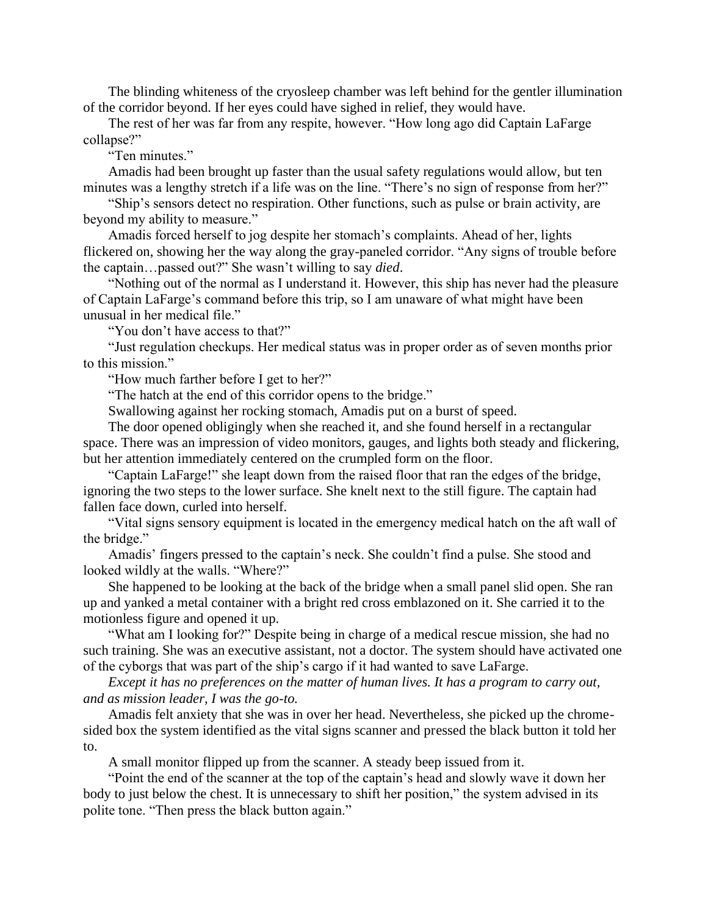The blinding whiteness of the cryosleep chamber was left behind for the gentler illumination of the corridor beyond. If her eyes could have sighed in relief, they would have.

The rest of her was far from any respite, however. "How long ago did Captain LaFarge collapse?"

"Ten minutes."

Amadis had been brought up faster than the usual safety regulations would allow, but ten minutes was a lengthy stretch if a life was on the line. "There's no sign of response from her?"

"Ship's sensors detect no respiration. Other functions, such as pulse or brain activity, are beyond my ability to measure."

Amadis forced herself to jog despite her stomach's complaints. Ahead of her, lights flickered on, showing her the way along the gray-paneled corridor. "Any signs of trouble before the captain…passed out?" She wasn't willing to say *died*.

"Nothing out of the normal as I understand it. However, this ship has never had the pleasure of Captain LaFarge's command before this trip, so I am unaware of what might have been unusual in her medical file."

"You don't have access to that?"

"Just regulation checkups. Her medical status was in proper order as of seven months prior to this mission."

"How much farther before I get to her?"

"The hatch at the end of this corridor opens to the bridge."

Swallowing against her rocking stomach, Amadis put on a burst of speed.

The door opened obligingly when she reached it, and she found herself in a rectangular space. There was an impression of video monitors, gauges, and lights both steady and flickering, but her attention immediately centered on the crumpled form on the floor.

"Captain LaFarge!" she leapt down from the raised floor that ran the edges of the bridge, ignoring the two steps to the lower surface. She knelt next to the still figure. The captain had fallen face down, curled into herself.

"Vital signs sensory equipment is located in the emergency medical hatch on the aft wall of the bridge."

Amadis' fingers pressed to the captain's neck. She couldn't find a pulse. She stood and looked wildly at the walls. "Where?"

She happened to be looking at the back of the bridge when a small panel slid open. She ran up and yanked a metal container with a bright red cross emblazoned on it. She carried it to the motionless figure and opened it up.

"What am I looking for?" Despite being in charge of a medical rescue mission, she had no such training. She was an executive assistant, not a doctor. The system should have activated one of the cyborgs that was part of the ship's cargo if it had wanted to save LaFarge.

*Except it has no preferences on the matter of human lives. It has a program to carry out, and as mission leader, I was the go-to.*

Amadis felt anxiety that she was in over her head. Nevertheless, she picked up the chrome-sided box the system identified as the vital signs scanner and pressed the black button it told her to.

A small monitor flipped up from the scanner. A steady beep issued from it.

"Point the end of the scanner at the top of the captain's head and slowly wave it down her body to just below the chest. It is unnecessary to shift her position," the system advised in its polite tone. "Then press the black button again."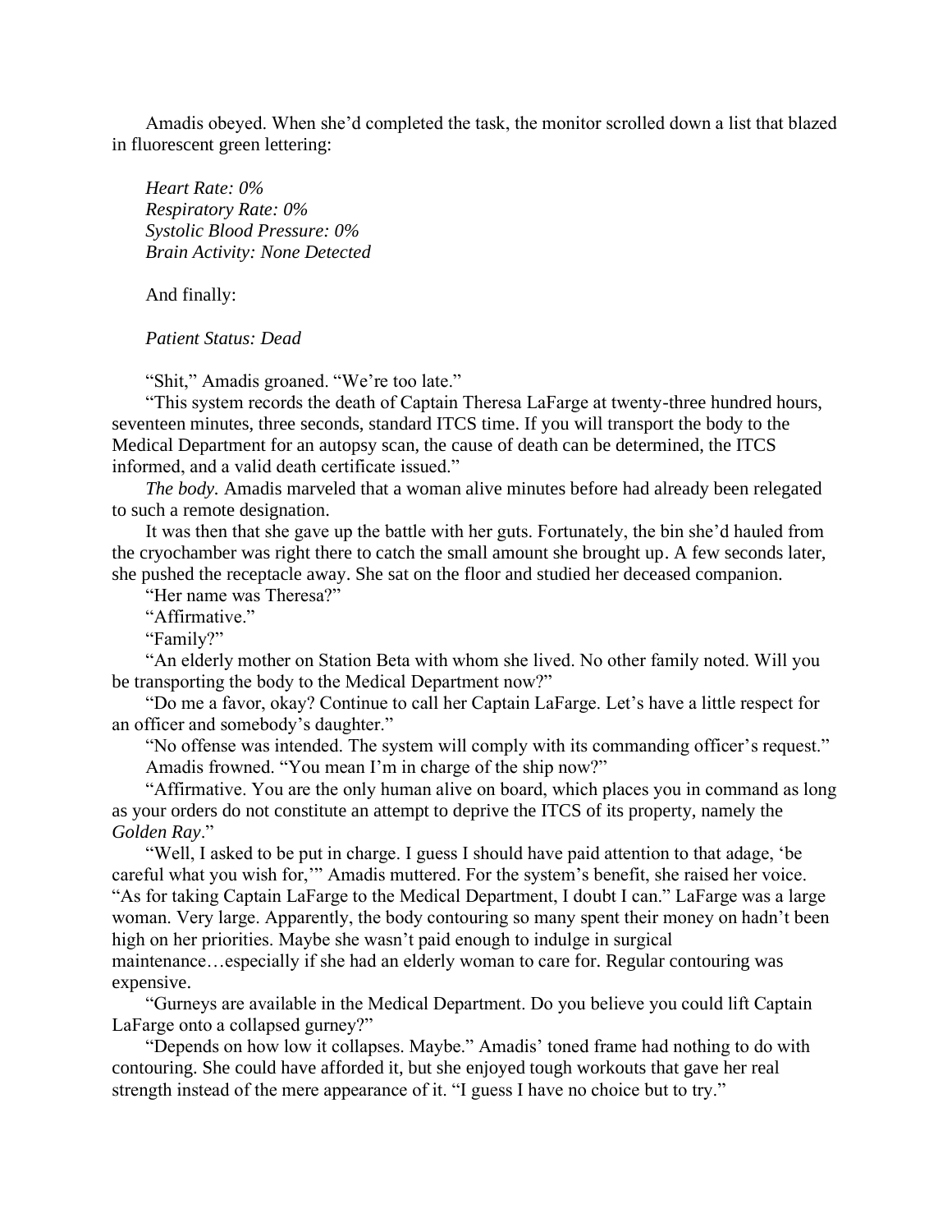Amadis obeyed. When she'd completed the task, the monitor scrolled down a list that blazed in fluorescent green lettering:

*Heart Rate: 0%*
*Respiratory Rate: 0%*
*Systolic Blood Pressure: 0%*
*Brain Activity: None Detected*

And finally:

*Patient Status: Dead*

"Shit," Amadis groaned. "We're too late."

"This system records the death of Captain Theresa LaFarge at twenty-three hundred hours, seventeen minutes, three seconds, standard ITCS time. If you will transport the body to the Medical Department for an autopsy scan, the cause of death can be determined, the ITCS informed, and a valid death certificate issued."

*The body.* Amadis marveled that a woman alive minutes before had already been relegated to such a remote designation.

It was then that she gave up the battle with her guts. Fortunately, the bin she'd hauled from the cryochamber was right there to catch the small amount she brought up. A few seconds later, she pushed the receptacle away. She sat on the floor and studied her deceased companion.

"Her name was Theresa?"

"Affirmative."

"Family?"

"An elderly mother on Station Beta with whom she lived. No other family noted. Will you be transporting the body to the Medical Department now?"

"Do me a favor, okay? Continue to call her Captain LaFarge. Let's have a little respect for an officer and somebody's daughter."

"No offense was intended. The system will comply with its commanding officer's request."

Amadis frowned. "You mean I'm in charge of the ship now?"

"Affirmative. You are the only human alive on board, which places you in command as long as your orders do not constitute an attempt to deprive the ITCS of its property, namely the *Golden Ray*."

"Well, I asked to be put in charge. I guess I should have paid attention to that adage, 'be careful what you wish for,'" Amadis muttered. For the system's benefit, she raised her voice. "As for taking Captain LaFarge to the Medical Department, I doubt I can." LaFarge was a large woman. Very large. Apparently, the body contouring so many spent their money on hadn't been high on her priorities. Maybe she wasn't paid enough to indulge in surgical maintenance…especially if she had an elderly woman to care for. Regular contouring was expensive.

"Gurneys are available in the Medical Department. Do you believe you could lift Captain LaFarge onto a collapsed gurney?"

"Depends on how low it collapses. Maybe." Amadis' toned frame had nothing to do with contouring. She could have afforded it, but she enjoyed tough workouts that gave her real strength instead of the mere appearance of it. "I guess I have no choice but to try."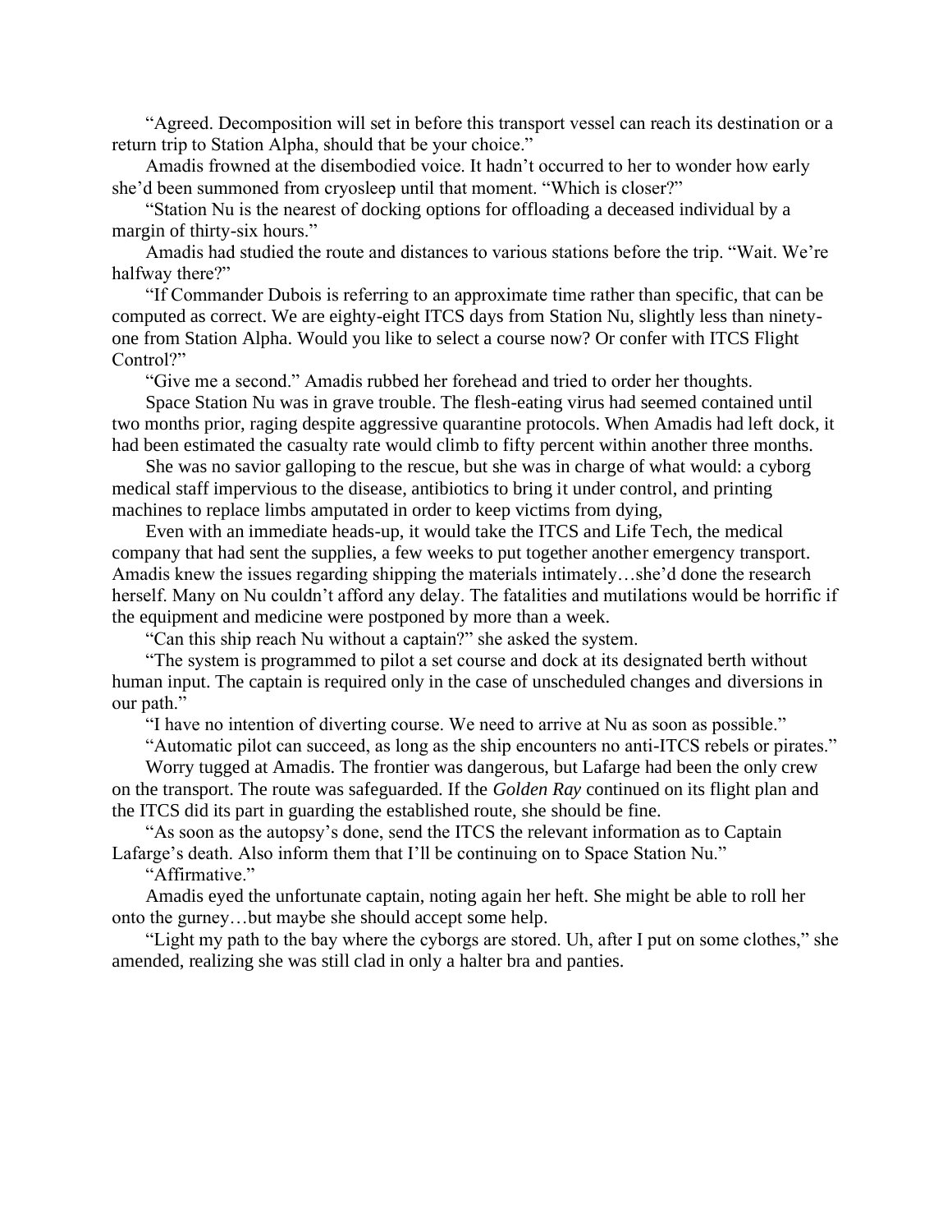"Agreed. Decomposition will set in before this transport vessel can reach its destination or a return trip to Station Alpha, should that be your choice."

Amadis frowned at the disembodied voice. It hadn't occurred to her to wonder how early she'd been summoned from cryosleep until that moment. "Which is closer?"

"Station Nu is the nearest of docking options for offloading a deceased individual by a margin of thirty-six hours."

Amadis had studied the route and distances to various stations before the trip. "Wait. We're halfway there?"

"If Commander Dubois is referring to an approximate time rather than specific, that can be computed as correct. We are eighty-eight ITCS days from Station Nu, slightly less than ninety-one from Station Alpha. Would you like to select a course now? Or confer with ITCS Flight Control?"

"Give me a second." Amadis rubbed her forehead and tried to order her thoughts.

Space Station Nu was in grave trouble. The flesh-eating virus had seemed contained until two months prior, raging despite aggressive quarantine protocols. When Amadis had left dock, it had been estimated the casualty rate would climb to fifty percent within another three months.

She was no savior galloping to the rescue, but she was in charge of what would: a cyborg medical staff impervious to the disease, antibiotics to bring it under control, and printing machines to replace limbs amputated in order to keep victims from dying,

Even with an immediate heads-up, it would take the ITCS and Life Tech, the medical company that had sent the supplies, a few weeks to put together another emergency transport. Amadis knew the issues regarding shipping the materials intimately…she'd done the research herself. Many on Nu couldn't afford any delay. The fatalities and mutilations would be horrific if the equipment and medicine were postponed by more than a week.

"Can this ship reach Nu without a captain?" she asked the system.

"The system is programmed to pilot a set course and dock at its designated berth without human input. The captain is required only in the case of unscheduled changes and diversions in our path."

"I have no intention of diverting course. We need to arrive at Nu as soon as possible."

"Automatic pilot can succeed, as long as the ship encounters no anti-ITCS rebels or pirates."

Worry tugged at Amadis. The frontier was dangerous, but Lafarge had been the only crew on the transport. The route was safeguarded. If the *Golden Ray* continued on its flight plan and the ITCS did its part in guarding the established route, she should be fine.

"As soon as the autopsy's done, send the ITCS the relevant information as to Captain Lafarge's death. Also inform them that I'll be continuing on to Space Station Nu."

"Affirmative."

Amadis eyed the unfortunate captain, noting again her heft. She might be able to roll her onto the gurney…but maybe she should accept some help.

"Light my path to the bay where the cyborgs are stored. Uh, after I put on some clothes," she amended, realizing she was still clad in only a halter bra and panties.